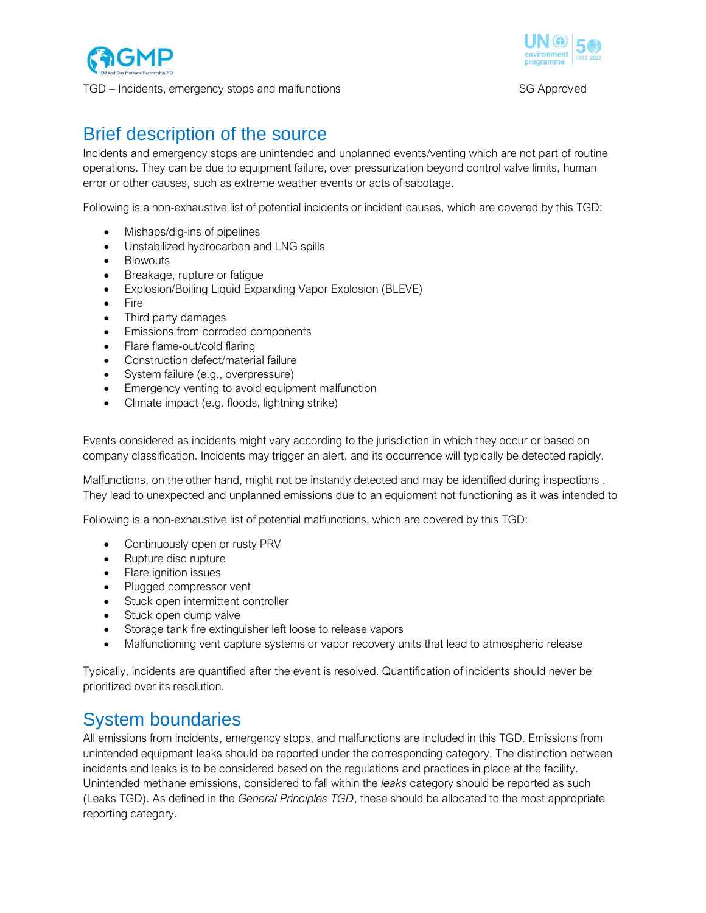# Brief description of the source

Incidents and emergency stops are unintended and unplanned events/venting which are not part of routine operations. They can be due to equipment failure, over pressurization beyond control valve limits, human error or other causes, such as extreme weather events or acts of sabotage.

Following is a non-exhaustive list of potential incidents or incident causes, which are covered by this TGD:

- Mishaps/dig-ins of pipelines
- Unstabilized hydrocarbon and LNG spills
- Blowouts
- Breakage, rupture or fatigue
- Explosion/Boiling Liquid Expanding Vapor Explosion (BLEVE)
- Fire
- Third party damages
- Emissions from corroded components
- Flare flame-out/cold flaring
- Construction defect/material failure
- System failure (e.g., overpressure)
- Emergency venting to avoid equipment malfunction
- Climate impact (e.g. floods, lightning strike)

Events considered as incidents might vary according to the jurisdiction in which they occur or based on company classification. Incidents may trigger an alert, and its occurrence will typically be detected rapidly.

Malfunctions, on the other hand, might not be instantly detected and may be identified during inspections . They lead to unexpected and unplanned emissions due to an equipment not functioning as it was intended to

Following is a non-exhaustive list of potential malfunctions, which are covered by this TGD:

- Continuously open or rusty PRV
- Rupture disc rupture
- Flare ignition issues
- Plugged compressor vent
- Stuck open intermittent controller
- Stuck open dump valve
- Storage tank fire extinguisher left loose to release vapors
- Malfunctioning vent capture systems or vapor recovery units that lead to atmospheric release

Typically, incidents are quantified after the event is resolved. Quantification of incidents should never be prioritized over its resolution.

# System boundaries

All emissions from incidents, emergency stops, and malfunctions are included in this TGD. Emissions from unintended equipment leaks should be reported under the corresponding category. The distinction between incidents and leaks is to be considered based on the regulations and practices in place at the facility. Unintended methane emissions, considered to fall within the *leaks* category should be reported as such (Leaks TGD). As defined in the *General Principles TGD*, these should be allocated to the most appropriate reporting category.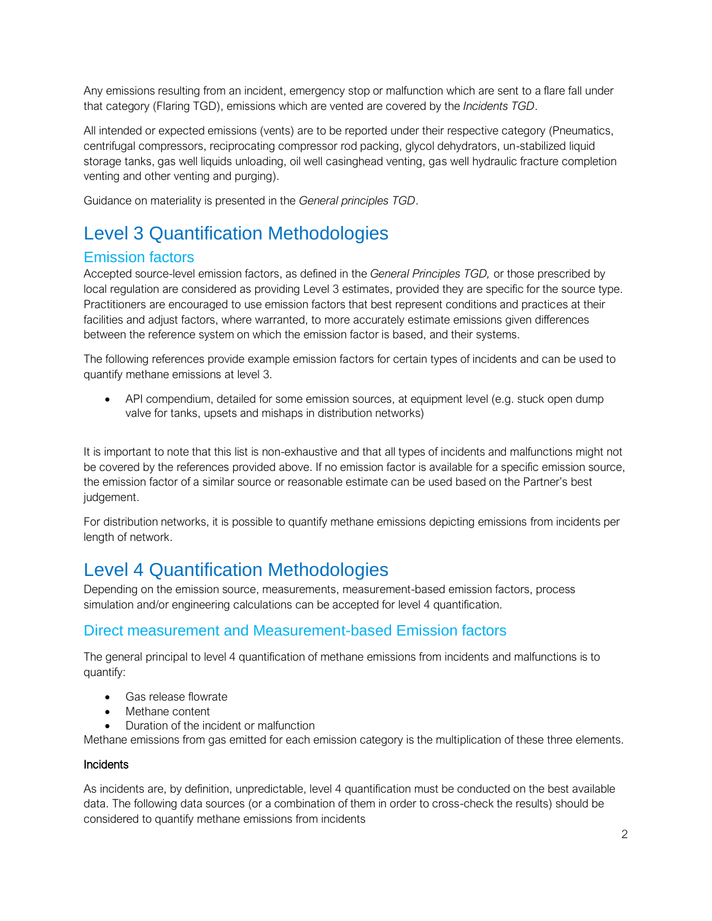Any emissions resulting from an incident, emergency stop or malfunction which are sent to a flare fall under that category (Flaring TGD), emissions which are vented are covered by the *Incidents TGD*.

All intended or expected emissions (vents) are to be reported under their respective category (Pneumatics, centrifugal compressors, reciprocating compressor rod packing, glycol dehydrators, un-stabilized liquid storage tanks, gas well liquids unloading, oil well casinghead venting, gas well hydraulic fracture completion venting and other venting and purging).

Guidance on materiality is presented in the *General principles TGD*.

# Level 3 Quantification Methodologies

## Emission factors

Accepted source-level emission factors, as defined in the *General Principles TGD,* or those prescribed by local regulation are considered as providing Level 3 estimates, provided they are specific for the source type. Practitioners are encouraged to use emission factors that best represent conditions and practices at their facilities and adjust factors, where warranted, to more accurately estimate emissions given differences between the reference system on which the emission factor is based, and their systems.

The following references provide example emission factors for certain types of incidents and can be used to quantify methane emissions at level 3.

- API compendium, detailed for some emission sources, at equipment level (e.g. stuck open dump valve for tanks, upsets and mishaps in distribution networks)

It is important to note that this list is non-exhaustive and that all types of incidents and malfunctions might not be covered by the references provided above. If no emission factor is available for a specific emission source, the emission factor of a similar source or reasonable estimate can be used based on the Partner's best judgement.

For distribution networks, it is possible to quantify methane emissions depicting emissions from incidents per length of network.

# Level 4 Quantification Methodologies

Depending on the emission source, measurements, measurement-based emission factors, process simulation and/or engineering calculations can be accepted for level 4 quantification.

## Direct measurement and Measurement-based Emission factors

The general principal to level 4 quantification of methane emissions from incidents and malfunctions is to quantify:

- Gas release flowrate
- Methane content
- Duration of the incident or malfunction

Methane emissions from gas emitted for each emission category is the multiplication of these three elements.

### Incidents

As incidents are, by definition, unpredictable, level 4 quantification must be conducted on the best available data. The following data sources (or a combination of them in order to cross-check the results) should be considered to quantify methane emissions from incidents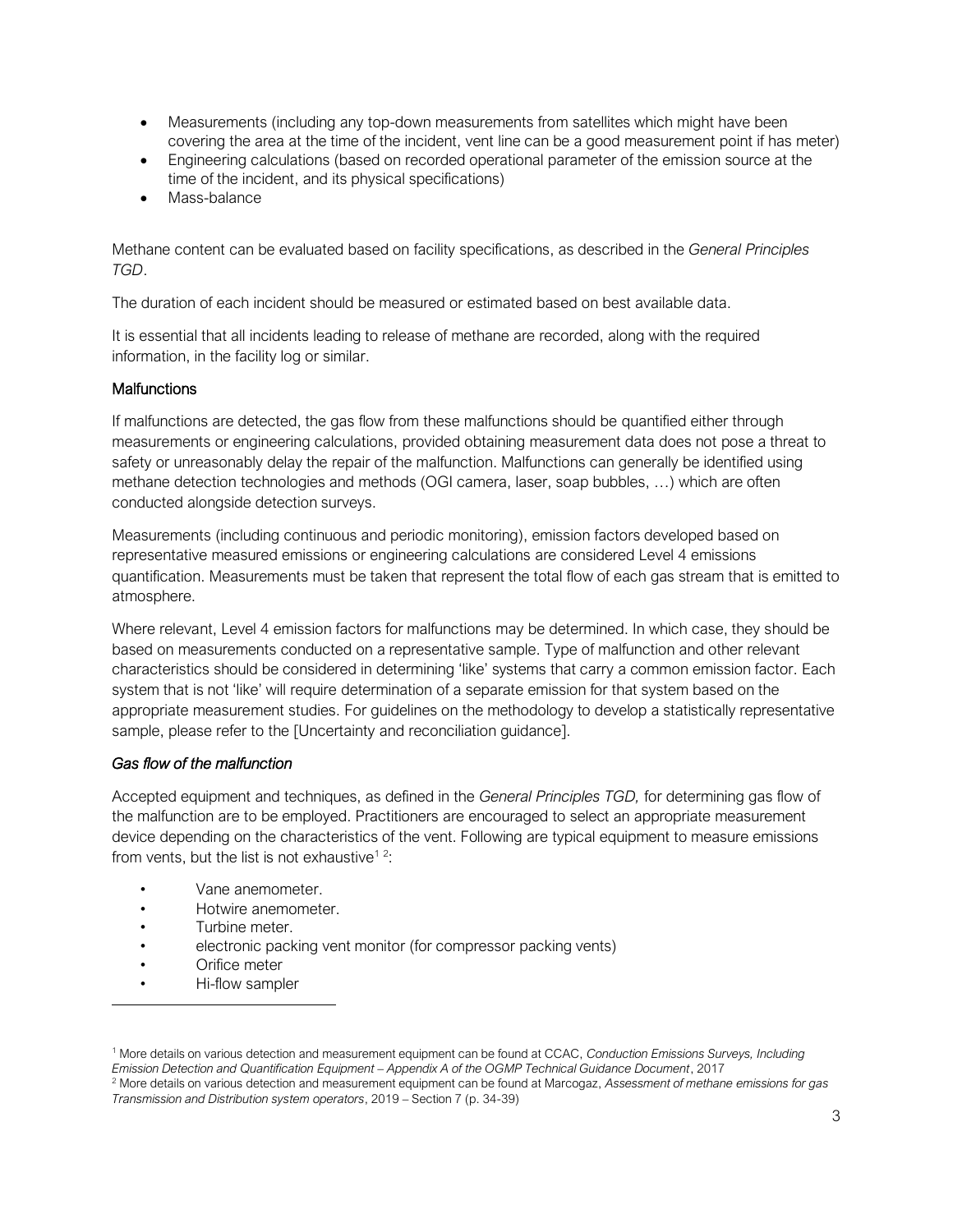- Measurements (including any top-down measurements from satellites which might have been covering the area at the time of the incident, vent line can be a good measurement point if has meter)
- Engineering calculations (based on recorded operational parameter of the emission source at the time of the incident, and its physical specifications)
- Mass-balance

Methane content can be evaluated based on facility specifications, as described in the *General Principles TGD*.

The duration of each incident should be measured or estimated based on best available data.

It is essential that all incidents leading to release of methane are recorded, along with the required information, in the facility log or similar.

### Malfunctions

If malfunctions are detected, the gas flow from these malfunctions should be quantified either through measurements or engineering calculations, provided obtaining measurement data does not pose a threat to safety or unreasonably delay the repair of the malfunction. Malfunctions can generally be identified using methane detection technologies and methods (OGI camera, laser, soap bubbles, …) which are often conducted alongside detection surveys.

Measurements (including continuous and periodic monitoring), emission factors developed based on representative measured emissions or engineering calculations are considered Level 4 emissions quantification. Measurements must be taken that represent the total flow of each gas stream that is emitted to atmosphere.

Where relevant, Level 4 emission factors for malfunctions may be determined. In which case, they should be based on measurements conducted on a representative sample. Type of malfunction and other relevant characteristics should be considered in determining 'like' systems that carry a common emission factor. Each system that is not 'like' will require determination of a separate emission for that system based on the appropriate measurement studies. For guidelines on the methodology to develop a statistically representative sample, please refer to the [Uncertainty and reconciliation guidance].

#### *Gas flow of the malfunction*

Accepted equipment and techniques, as defined in the *General Principles TGD,* for determining gas flow of the malfunction are to be employed. Practitioners are encouraged to select an appropriate measurement device depending on the characteristics of the vent. Following are typical equipment to measure emissions from vents, but the list is not exhaustive[1] [2]:

- Vane anemometer.
- Hotwire anemometer.
- Turbine meter.
- electronic packing vent monitor (for compressor packing vents)
- Orifice meter
- Hi-flow sampler

---

[1] More details on various detection and measurement equipment can be found at CCAC, *Conduction Emissions Surveys, Including Emission Detection and Quantification Equipment – Appendix A of the OGMP Technical Guidance Document*, 2017

[2] More details on various detection and measurement equipment can be found at Marcogaz, *Assessment of methane emissions for gas Transmission and Distribution system operators*, 2019 – Section 7 (p. 34-39)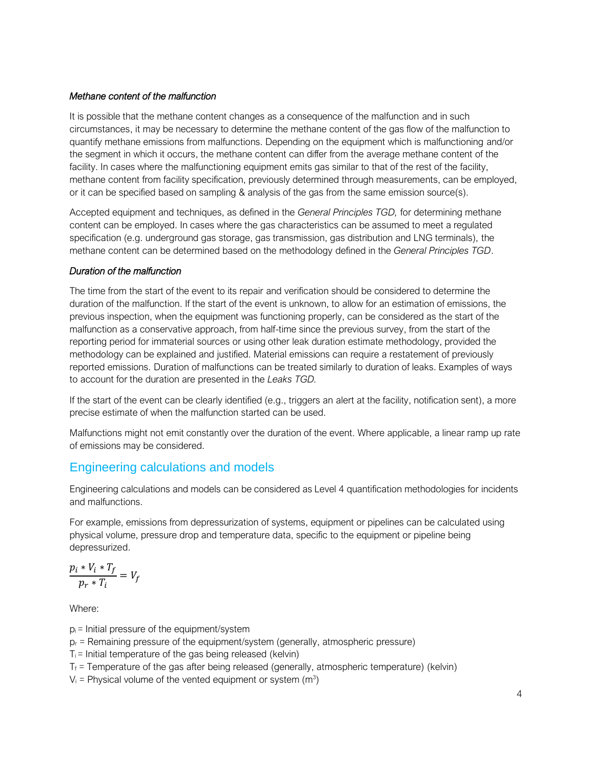*Methane content of the malfunction*

It is possible that the methane content changes as a consequence of the malfunction and in such circumstances, it may be necessary to determine the methane content of the gas flow of the malfunction to quantify methane emissions from malfunctions. Depending on the equipment which is malfunctioning and/or the segment in which it occurs, the methane content can differ from the average methane content of the facility. In cases where the malfunctioning equipment emits gas similar to that of the rest of the facility, methane content from facility specification, previously determined through measurements, can be employed, or it can be specified based on sampling & analysis of the gas from the same emission source(s).

Accepted equipment and techniques, as defined in the *General Principles TGD,* for determining methane content can be employed. In cases where the gas characteristics can be assumed to meet a regulated specification (e.g. underground gas storage, gas transmission, gas distribution and LNG terminals), the methane content can be determined based on the methodology defined in the *General Principles TGD*.

*Duration of the malfunction*

The time from the start of the event to its repair and verification should be considered to determine the duration of the malfunction. If the start of the event is unknown, to allow for an estimation of emissions, the previous inspection, when the equipment was functioning properly, can be considered as the start of the malfunction as a conservative approach, from half-time since the previous survey, from the start of the reporting period for immaterial sources or using other leak duration estimate methodology, provided the methodology can be explained and justified. Material emissions can require a restatement of previously reported emissions. Duration of malfunctions can be treated similarly to duration of leaks. Examples of ways to account for the duration are presented in the *Leaks TGD.*

If the start of the event can be clearly identified (e.g., triggers an alert at the facility, notification sent), a more precise estimate of when the malfunction started can be used.

Malfunctions might not emit constantly over the duration of the event. Where applicable, a linear ramp up rate of emissions may be considered.

## Engineering calculations and models

Engineering calculations and models can be considered as Level 4 quantification methodologies for incidents and malfunctions.

For example, emissions from depressurization of systems, equipment or pipelines can be calculated using physical volume, pressure drop and temperature data, specific to the equipment or pipeline being depressurized.

$$\frac{p_i * V_i * T_f}{p_r * T_i} = V_f$$

Where:

$p_i$ = Initial pressure of the equipment/system
$p_r$ = Remaining pressure of the equipment/system (generally, atmospheric pressure)
$T_i$ = Initial temperature of the gas being released (kelvin)
$T_f$ = Temperature of the gas after being released (generally, atmospheric temperature) (kelvin)
$V_i$ = Physical volume of the vented equipment or system ($m^3$)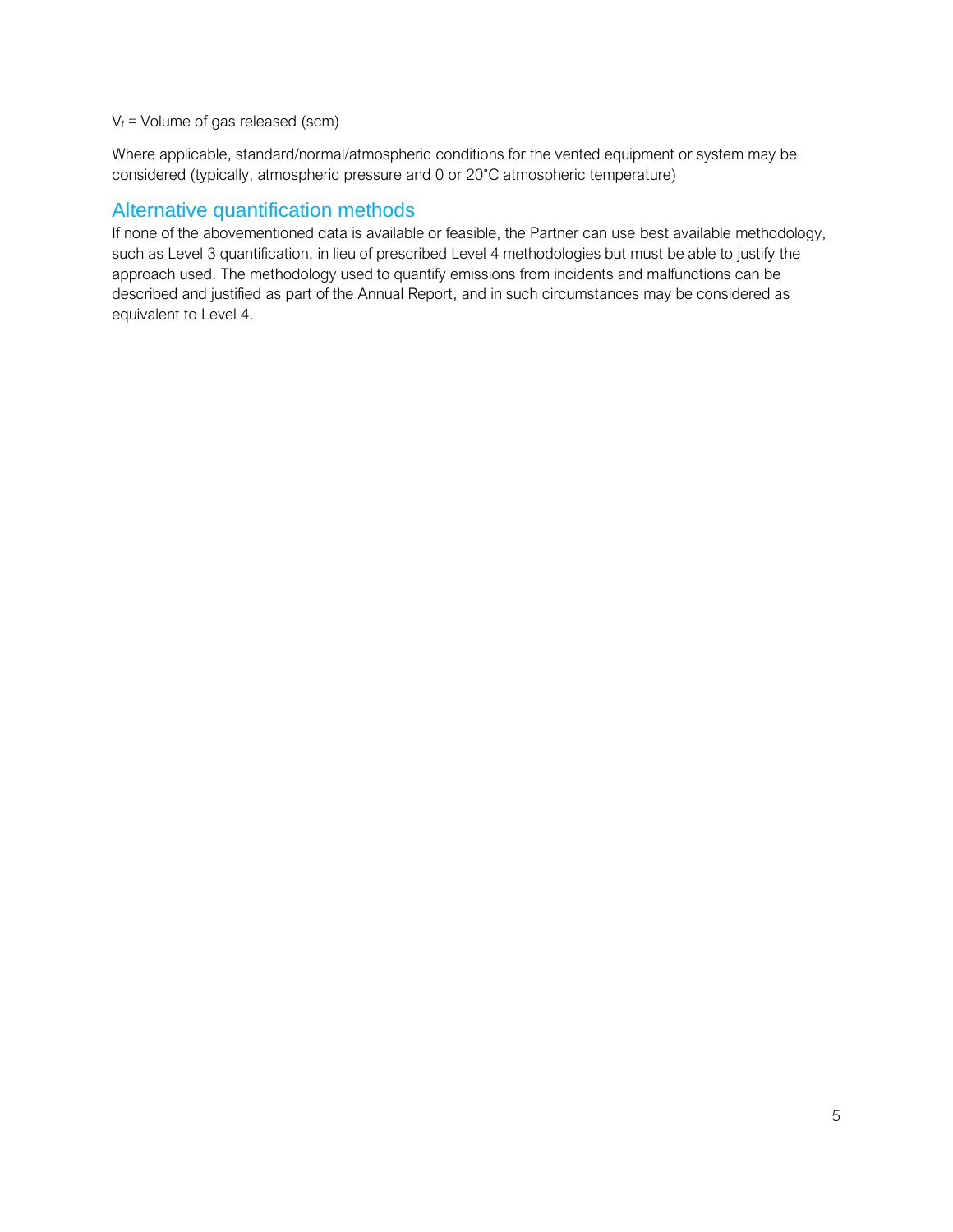$V_f$ = Volume of gas released (scm)

Where applicable, standard/normal/atmospheric conditions for the vented equipment or system may be considered (typically, atmospheric pressure and 0 or 20°C atmospheric temperature)

## Alternative quantification methods

If none of the abovementioned data is available or feasible, the Partner can use best available methodology, such as Level 3 quantification, in lieu of prescribed Level 4 methodologies but must be able to justify the approach used. The methodology used to quantify emissions from incidents and malfunctions can be described and justified as part of the Annual Report, and in such circumstances may be considered as equivalent to Level 4.